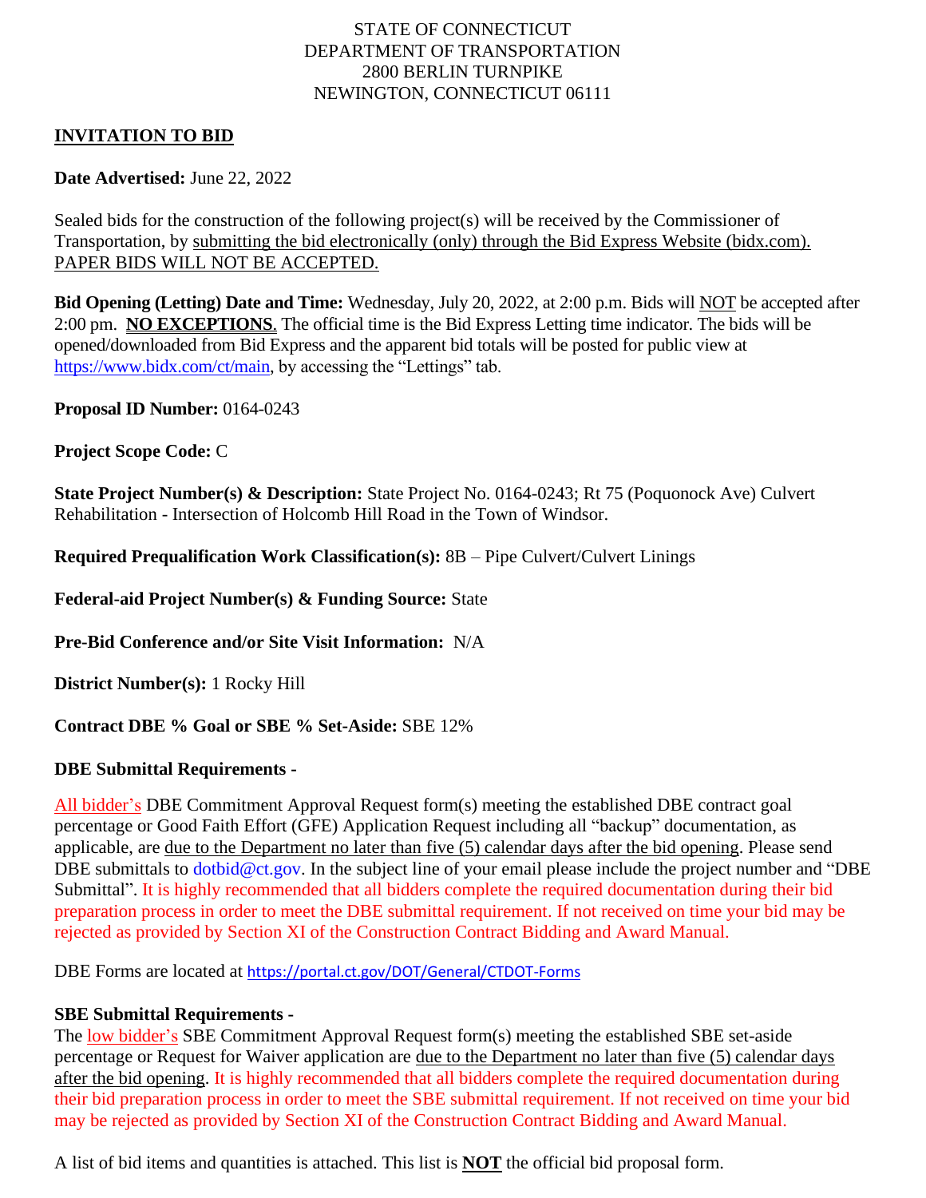STATE OF CONNECTICUT
DEPARTMENT OF TRANSPORTATION
2800 BERLIN TURNPIKE
NEWINGTON, CONNECTICUT 06111

## INVITATION TO BID

**Date Advertised:** June 22, 2022

Sealed bids for the construction of the following project(s) will be received by the Commissioner of Transportation, by submitting the bid electronically (only) through the Bid Express Website (bidx.com). PAPER BIDS WILL NOT BE ACCEPTED.

**Bid Opening (Letting) Date and Time:** Wednesday, July 20, 2022, at 2:00 p.m. Bids will NOT be accepted after 2:00 pm. **NO EXCEPTIONS**. The official time is the Bid Express Letting time indicator. The bids will be opened/downloaded from Bid Express and the apparent bid totals will be posted for public view at https://www.bidx.com/ct/main, by accessing the "Lettings" tab.

**Proposal ID Number:** 0164-0243

**Project Scope Code:** C

**State Project Number(s) & Description:** State Project No. 0164-0243; Rt 75 (Poquonock Ave) Culvert Rehabilitation - Intersection of Holcomb Hill Road in the Town of Windsor.

**Required Prequalification Work Classification(s):** 8B – Pipe Culvert/Culvert Linings

**Federal-aid Project Number(s) & Funding Source:** State

**Pre-Bid Conference and/or Site Visit Information:** N/A

**District Number(s):** 1 Rocky Hill

**Contract DBE % Goal or SBE % Set-Aside:** SBE 12%

### DBE Submittal Requirements -

All bidder's DBE Commitment Approval Request form(s) meeting the established DBE contract goal percentage or Good Faith Effort (GFE) Application Request including all "backup" documentation, as applicable, are due to the Department no later than five (5) calendar days after the bid opening. Please send DBE submittals to dotbid@ct.gov. In the subject line of your email please include the project number and "DBE Submittal". It is highly recommended that all bidders complete the required documentation during their bid preparation process in order to meet the DBE submittal requirement. If not received on time your bid may be rejected as provided by Section XI of the Construction Contract Bidding and Award Manual.

DBE Forms are located at https://portal.ct.gov/DOT/General/CTDOT-Forms

### SBE Submittal Requirements -

The low bidder's SBE Commitment Approval Request form(s) meeting the established SBE set-aside percentage or Request for Waiver application are due to the Department no later than five (5) calendar days after the bid opening. It is highly recommended that all bidders complete the required documentation during their bid preparation process in order to meet the SBE submittal requirement. If not received on time your bid may be rejected as provided by Section XI of the Construction Contract Bidding and Award Manual.

A list of bid items and quantities is attached. This list is **NOT** the official bid proposal form.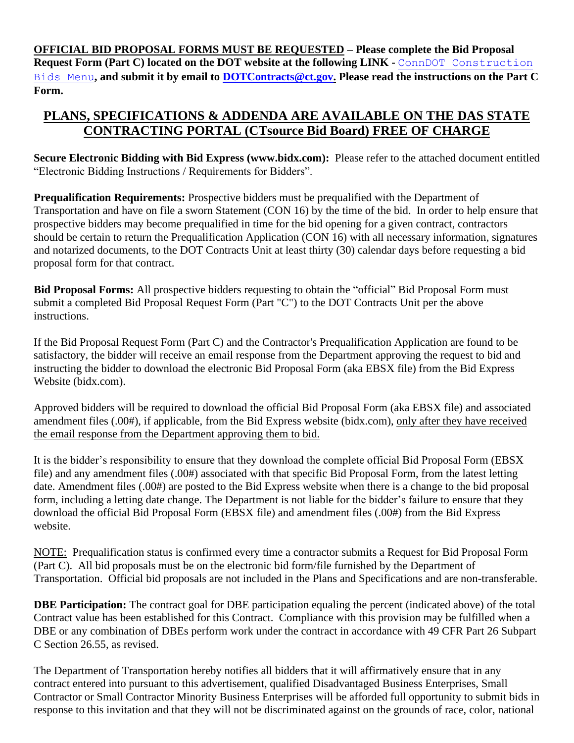**OFFICIAL BID PROPOSAL FORMS MUST BE REQUESTED – Please complete the Bid Proposal Request Form (Part C) located on the DOT website at the following LINK - ConnDOT Construction Bids Menu, and submit it by email to DOTContracts@ct.gov. Please read the instructions on the Part C Form.**

## PLANS, SPECIFICATIONS & ADDENDA ARE AVAILABLE ON THE DAS STATE CONTRACTING PORTAL (CTsource Bid Board) FREE OF CHARGE

**Secure Electronic Bidding with Bid Express (www.bidx.com):** Please refer to the attached document entitled "Electronic Bidding Instructions / Requirements for Bidders".

**Prequalification Requirements:** Prospective bidders must be prequalified with the Department of Transportation and have on file a sworn Statement (CON 16) by the time of the bid. In order to help ensure that prospective bidders may become prequalified in time for the bid opening for a given contract, contractors should be certain to return the Prequalification Application (CON 16) with all necessary information, signatures and notarized documents, to the DOT Contracts Unit at least thirty (30) calendar days before requesting a bid proposal form for that contract.

**Bid Proposal Forms:** All prospective bidders requesting to obtain the "official" Bid Proposal Form must submit a completed Bid Proposal Request Form (Part "C") to the DOT Contracts Unit per the above instructions.

If the Bid Proposal Request Form (Part C) and the Contractor's Prequalification Application are found to be satisfactory, the bidder will receive an email response from the Department approving the request to bid and instructing the bidder to download the electronic Bid Proposal Form (aka EBSX file) from the Bid Express Website (bidx.com).

Approved bidders will be required to download the official Bid Proposal Form (aka EBSX file) and associated amendment files (.00#), if applicable, from the Bid Express website (bidx.com), only after they have received the email response from the Department approving them to bid.

It is the bidder's responsibility to ensure that they download the complete official Bid Proposal Form (EBSX file) and any amendment files (.00#) associated with that specific Bid Proposal Form, from the latest letting date. Amendment files (.00#) are posted to the Bid Express website when there is a change to the bid proposal form, including a letting date change. The Department is not liable for the bidder's failure to ensure that they download the official Bid Proposal Form (EBSX file) and amendment files (.00#) from the Bid Express website.

NOTE: Prequalification status is confirmed every time a contractor submits a Request for Bid Proposal Form (Part C). All bid proposals must be on the electronic bid form/file furnished by the Department of Transportation. Official bid proposals are not included in the Plans and Specifications and are non-transferable.

**DBE Participation:** The contract goal for DBE participation equaling the percent (indicated above) of the total Contract value has been established for this Contract. Compliance with this provision may be fulfilled when a DBE or any combination of DBEs perform work under the contract in accordance with 49 CFR Part 26 Subpart C Section 26.55, as revised.

The Department of Transportation hereby notifies all bidders that it will affirmatively ensure that in any contract entered into pursuant to this advertisement, qualified Disadvantaged Business Enterprises, Small Contractor or Small Contractor Minority Business Enterprises will be afforded full opportunity to submit bids in response to this invitation and that they will not be discriminated against on the grounds of race, color, national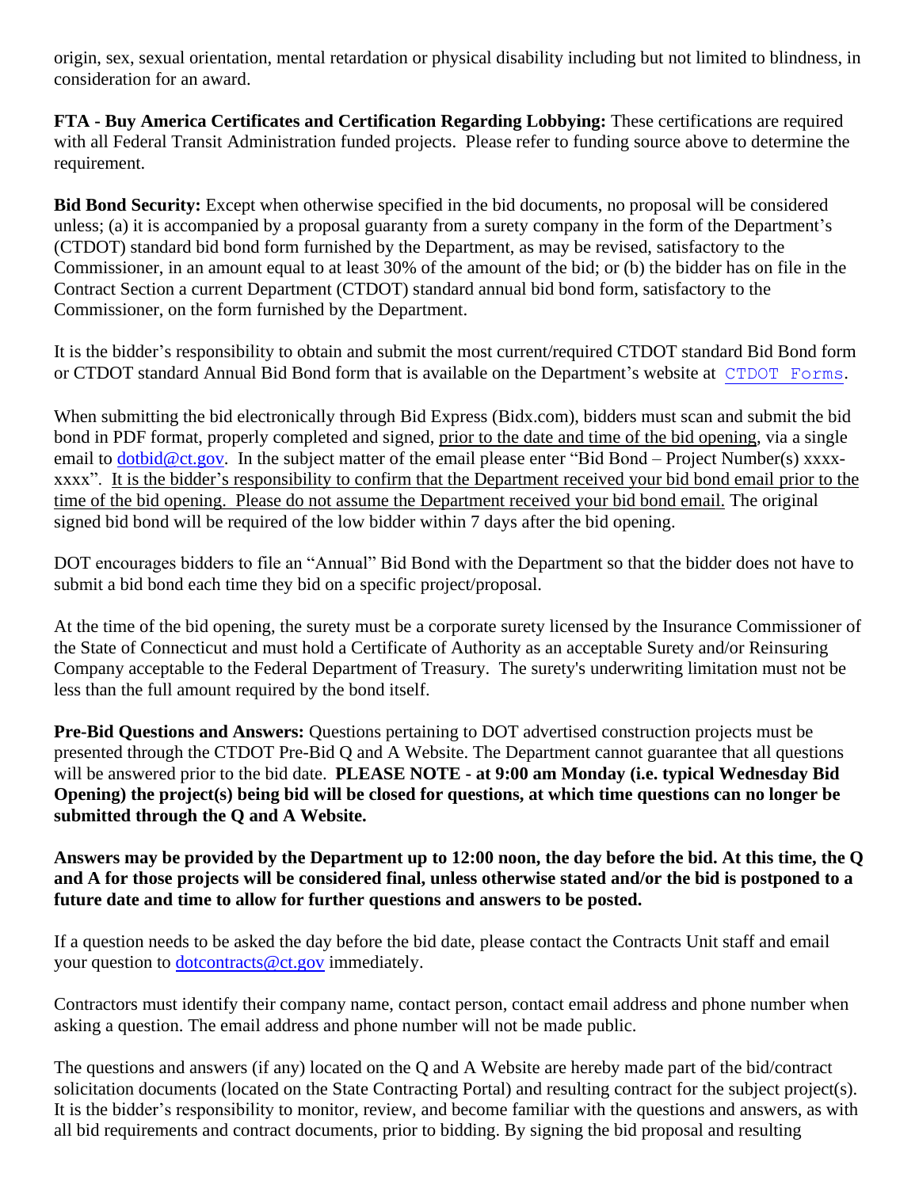origin, sex, sexual orientation, mental retardation or physical disability including but not limited to blindness, in consideration for an award.

**FTA - Buy America Certificates and Certification Regarding Lobbying:** These certifications are required with all Federal Transit Administration funded projects. Please refer to funding source above to determine the requirement.

**Bid Bond Security:** Except when otherwise specified in the bid documents, no proposal will be considered unless; (a) it is accompanied by a proposal guaranty from a surety company in the form of the Department's (CTDOT) standard bid bond form furnished by the Department, as may be revised, satisfactory to the Commissioner, in an amount equal to at least 30% of the amount of the bid; or (b) the bidder has on file in the Contract Section a current Department (CTDOT) standard annual bid bond form, satisfactory to the Commissioner, on the form furnished by the Department.

It is the bidder's responsibility to obtain and submit the most current/required CTDOT standard Bid Bond form or CTDOT standard Annual Bid Bond form that is available on the Department's website at CTDOT Forms.

When submitting the bid electronically through Bid Express (Bidx.com), bidders must scan and submit the bid bond in PDF format, properly completed and signed, prior to the date and time of the bid opening, via a single email to dotbid@ct.gov. In the subject matter of the email please enter "Bid Bond – Project Number(s) xxxx-xxxx". It is the bidder's responsibility to confirm that the Department received your bid bond email prior to the time of the bid opening. Please do not assume the Department received your bid bond email. The original signed bid bond will be required of the low bidder within 7 days after the bid opening.

DOT encourages bidders to file an "Annual" Bid Bond with the Department so that the bidder does not have to submit a bid bond each time they bid on a specific project/proposal.

At the time of the bid opening, the surety must be a corporate surety licensed by the Insurance Commissioner of the State of Connecticut and must hold a Certificate of Authority as an acceptable Surety and/or Reinsuring Company acceptable to the Federal Department of Treasury. The surety's underwriting limitation must not be less than the full amount required by the bond itself.

**Pre-Bid Questions and Answers:** Questions pertaining to DOT advertised construction projects must be presented through the CTDOT Pre-Bid Q and A Website. The Department cannot guarantee that all questions will be answered prior to the bid date. **PLEASE NOTE - at 9:00 am Monday (i.e. typical Wednesday Bid Opening) the project(s) being bid will be closed for questions, at which time questions can no longer be submitted through the Q and A Website.**

**Answers may be provided by the Department up to 12:00 noon, the day before the bid. At this time, the Q and A for those projects will be considered final, unless otherwise stated and/or the bid is postponed to a future date and time to allow for further questions and answers to be posted.**

If a question needs to be asked the day before the bid date, please contact the Contracts Unit staff and email your question to dotcontracts@ct.gov immediately.

Contractors must identify their company name, contact person, contact email address and phone number when asking a question. The email address and phone number will not be made public.

The questions and answers (if any) located on the Q and A Website are hereby made part of the bid/contract solicitation documents (located on the State Contracting Portal) and resulting contract for the subject project(s). It is the bidder's responsibility to monitor, review, and become familiar with the questions and answers, as with all bid requirements and contract documents, prior to bidding. By signing the bid proposal and resulting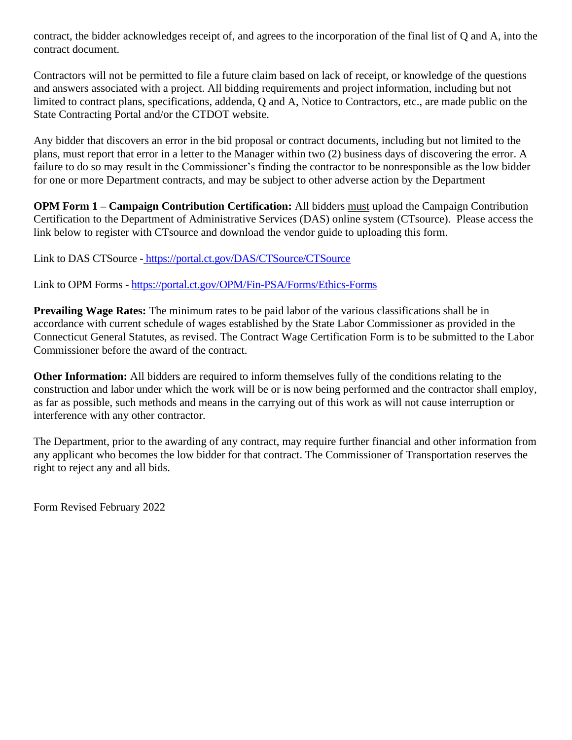contract, the bidder acknowledges receipt of, and agrees to the incorporation of the final list of Q and A, into the contract document.

Contractors will not be permitted to file a future claim based on lack of receipt, or knowledge of the questions and answers associated with a project. All bidding requirements and project information, including but not limited to contract plans, specifications, addenda, Q and A, Notice to Contractors, etc., are made public on the State Contracting Portal and/or the CTDOT website.

Any bidder that discovers an error in the bid proposal or contract documents, including but not limited to the plans, must report that error in a letter to the Manager within two (2) business days of discovering the error. A failure to do so may result in the Commissioner's finding the contractor to be nonresponsible as the low bidder for one or more Department contracts, and may be subject to other adverse action by the Department

**OPM Form 1 – Campaign Contribution Certification:** All bidders must upload the Campaign Contribution Certification to the Department of Administrative Services (DAS) online system (CTsource). Please access the link below to register with CTsource and download the vendor guide to uploading this form.

Link to DAS CTSource - https://portal.ct.gov/DAS/CTSource/CTSource

Link to OPM Forms - https://portal.ct.gov/OPM/Fin-PSA/Forms/Ethics-Forms

**Prevailing Wage Rates:** The minimum rates to be paid labor of the various classifications shall be in accordance with current schedule of wages established by the State Labor Commissioner as provided in the Connecticut General Statutes, as revised. The Contract Wage Certification Form is to be submitted to the Labor Commissioner before the award of the contract.

**Other Information:** All bidders are required to inform themselves fully of the conditions relating to the construction and labor under which the work will be or is now being performed and the contractor shall employ, as far as possible, such methods and means in the carrying out of this work as will not cause interruption or interference with any other contractor.

The Department, prior to the awarding of any contract, may require further financial and other information from any applicant who becomes the low bidder for that contract. The Commissioner of Transportation reserves the right to reject any and all bids.

Form Revised February 2022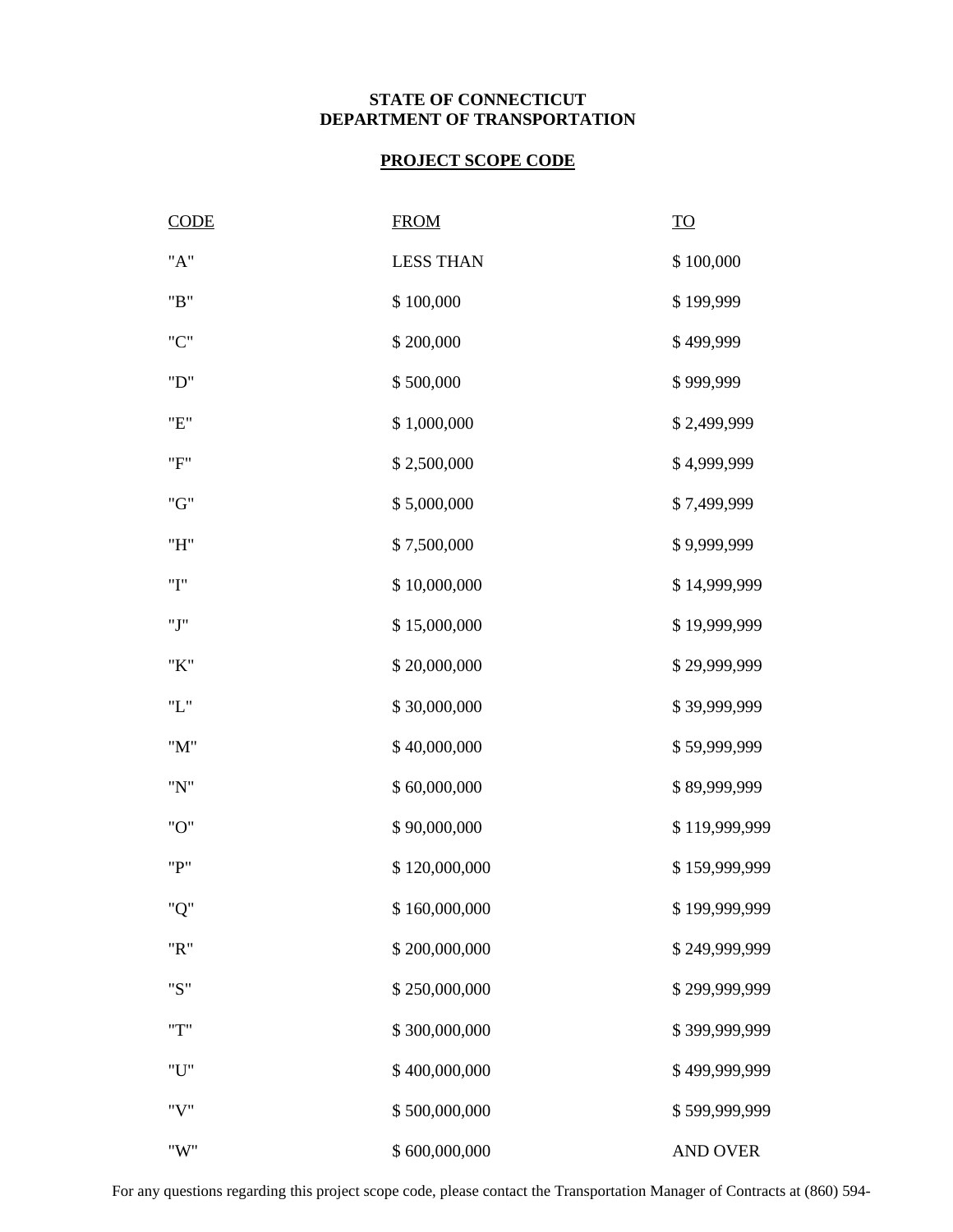**STATE OF CONNECTICUT**
**DEPARTMENT OF TRANSPORTATION**

**PROJECT SCOPE CODE**

| CODE | FROM | TO |
|---|---|---|
| "A" | LESS THAN | $ 100,000 |
| "B" | $ 100,000 | $ 199,999 |
| "C" | $ 200,000 | $ 499,999 |
| "D" | $ 500,000 | $ 999,999 |
| "E" | $ 1,000,000 | $ 2,499,999 |
| "F" | $ 2,500,000 | $ 4,999,999 |
| "G" | $ 5,000,000 | $ 7,499,999 |
| "H" | $ 7,500,000 | $ 9,999,999 |
| "I" | $ 10,000,000 | $ 14,999,999 |
| "J" | $ 15,000,000 | $ 19,999,999 |
| "K" | $ 20,000,000 | $ 29,999,999 |
| "L" | $ 30,000,000 | $ 39,999,999 |
| "M" | $ 40,000,000 | $ 59,999,999 |
| "N" | $ 60,000,000 | $ 89,999,999 |
| "O" | $ 90,000,000 | $ 119,999,999 |
| "P" | $ 120,000,000 | $ 159,999,999 |
| "Q" | $ 160,000,000 | $ 199,999,999 |
| "R" | $ 200,000,000 | $ 249,999,999 |
| "S" | $ 250,000,000 | $ 299,999,999 |
| "T" | $ 300,000,000 | $ 399,999,999 |
| "U" | $ 400,000,000 | $ 499,999,999 |
| "V" | $ 500,000,000 | $ 599,999,999 |
| "W" | $ 600,000,000 | AND OVER |

For any questions regarding this project scope code, please contact the Transportation Manager of Contracts at (860) 594-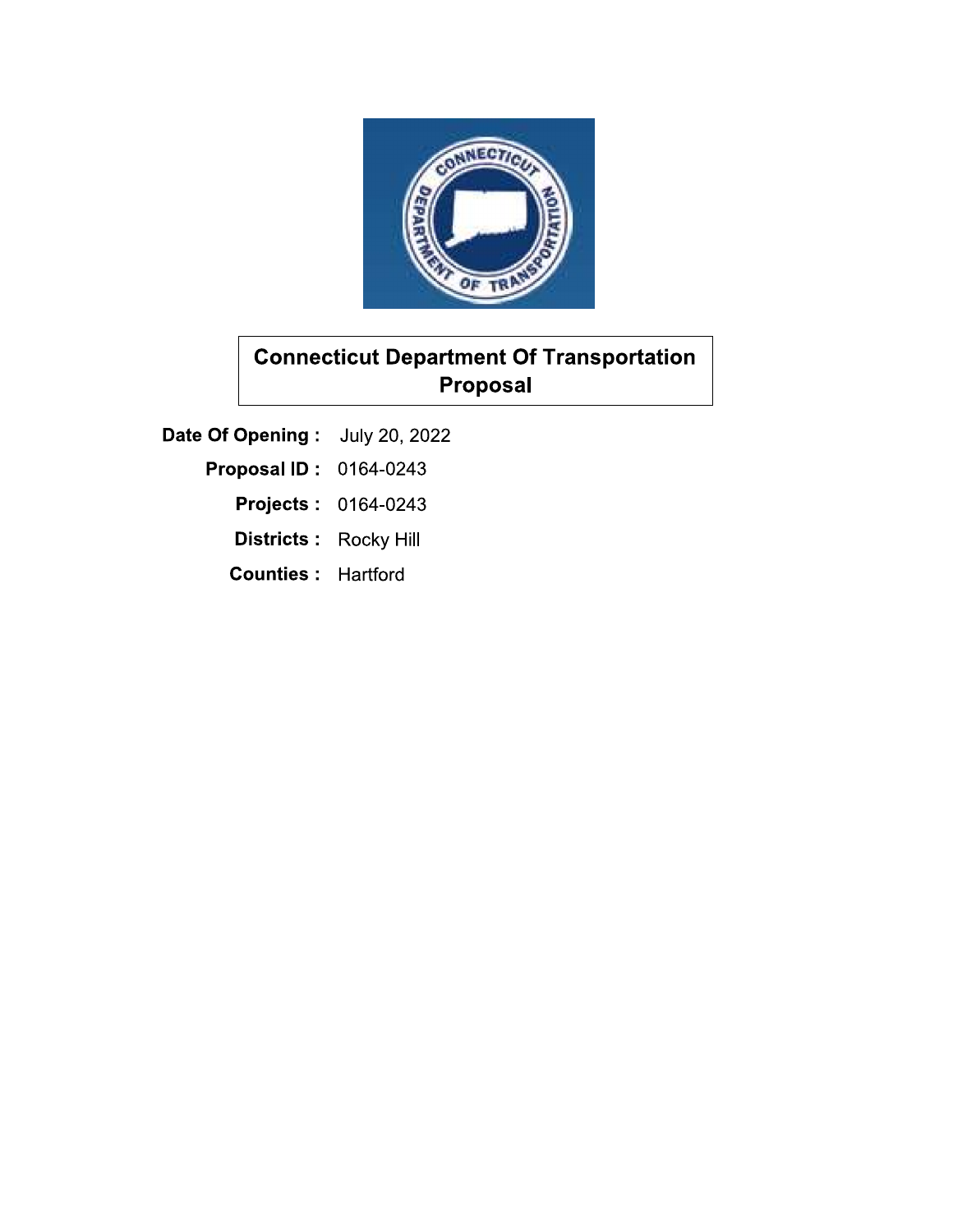# Connecticut Department Of Transportation Proposal

**Date Of Opening :** July 20, 2022

**Proposal ID :** 0164-0243

**Projects :** 0164-0243

**Districts :** Rocky Hill

**Counties :** Hartford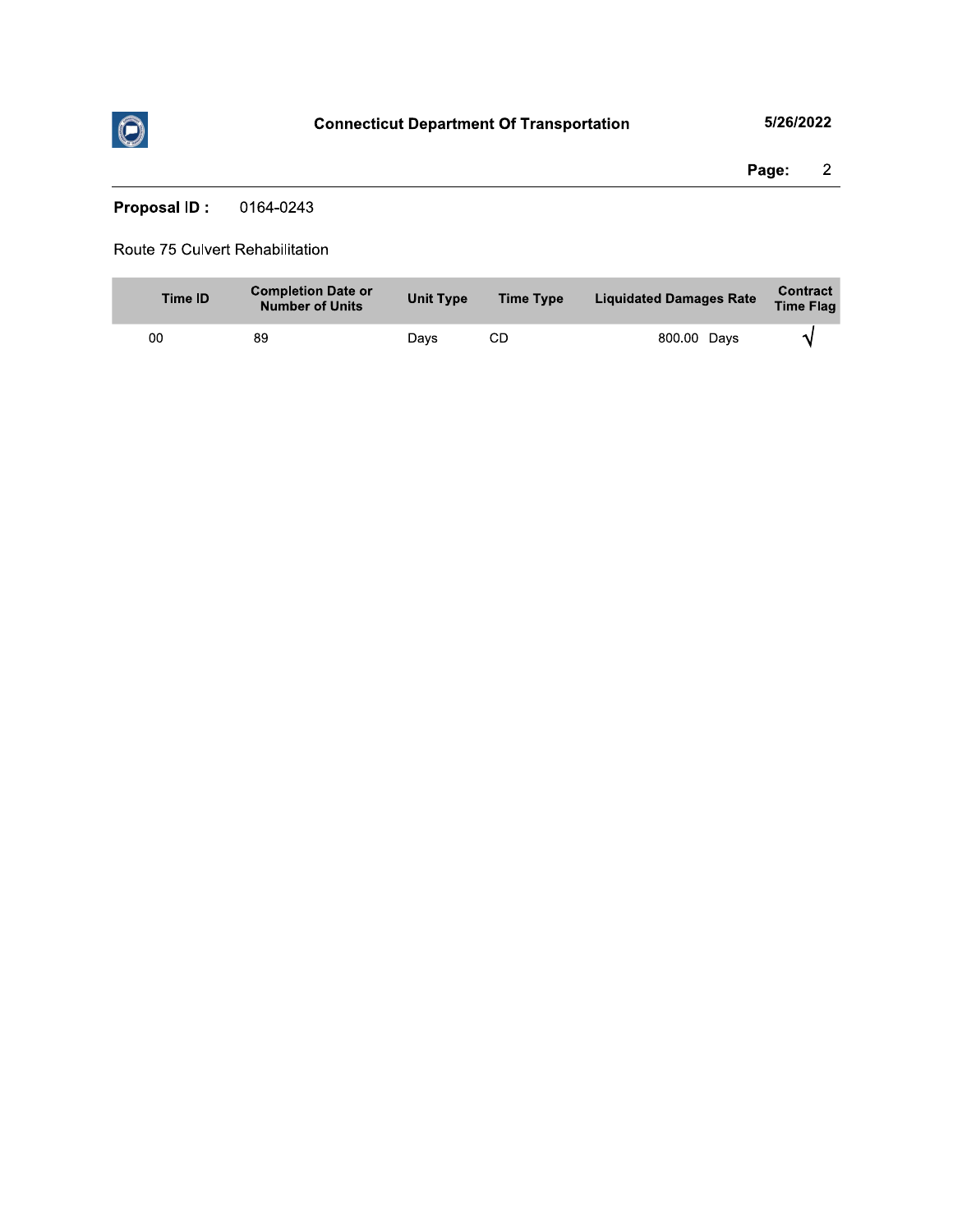**Proposal ID :** 0164-0243

Route 75 Culvert Rehabilitation

| Time ID | Completion Date or Number of Units | Unit Type | Time Type | Liquidated Damages Rate | Contract Time Flag |
|---|---|---|---|---|---|
| 00 | 89 | Days | CD | 800.00 Days | √ |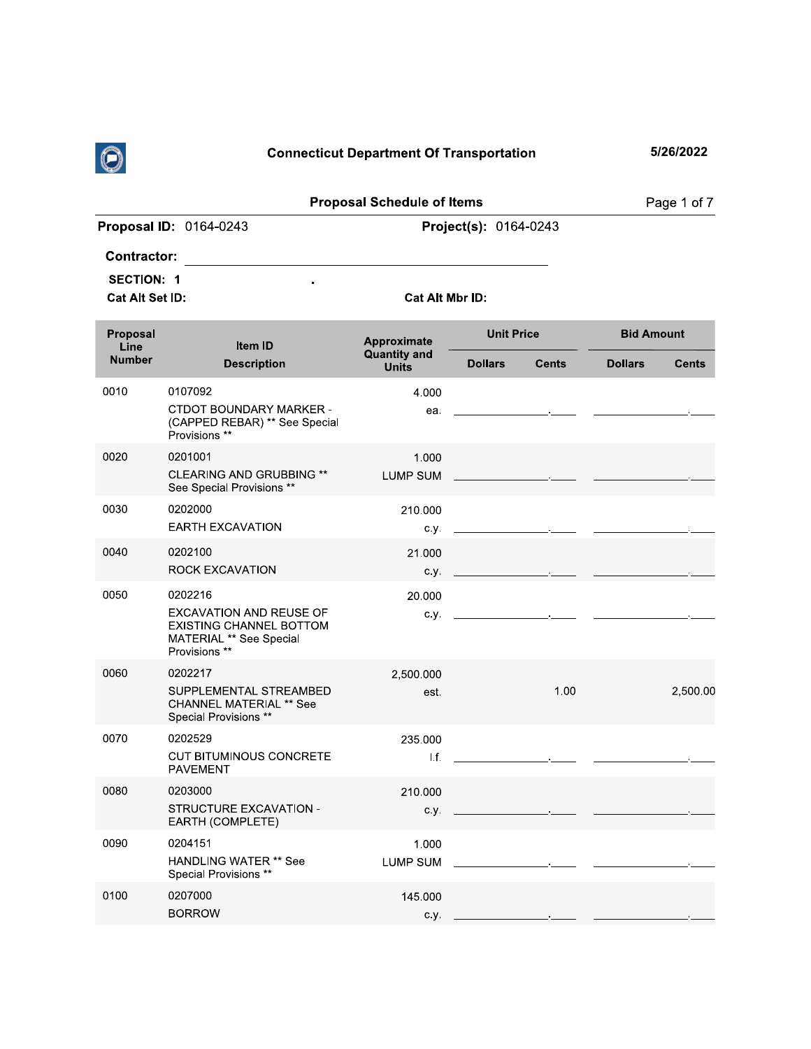**Connecticut Department Of Transportation** 5/26/2022

## Proposal Schedule of Items

**Proposal ID:** 0164-0243 **Project(s):** 0164-0243

**Contractor:** ______________________________

**SECTION:** 1 .

**Cat Alt Set ID:** **Cat Alt Mbr ID:**

| Proposal Line Number | Item ID / Description | Approximate Quantity and Units | Unit Price Dollars | Unit Price Cents | Bid Amount Dollars | Bid Amount Cents |
|---|---|---|---|---|---|---|
| 0010 | 0107092<br>CTDOT BOUNDARY MARKER - (CAPPED REBAR) ** See Special Provisions ** | 4.000<br>ea. | | | | |
| 0020 | 0201001<br>CLEARING AND GRUBBING ** See Special Provisions ** | 1.000<br>LUMP SUM | | | | |
| 0030 | 0202000<br>EARTH EXCAVATION | 210.000<br>c.y. | | | | |
| 0040 | 0202100<br>ROCK EXCAVATION | 21.000<br>c.y. | | | | |
| 0050 | 0202216<br>EXCAVATION AND REUSE OF EXISTING CHANNEL BOTTOM MATERIAL ** See Special Provisions ** | 20.000<br>c.y. | | | | |
| 0060 | 0202217<br>SUPPLEMENTAL STREAMBED CHANNEL MATERIAL ** See Special Provisions ** | 2,500.000<br>est. | 1.00 | | 2,500.00 | |
| 0070 | 0202529<br>CUT BITUMINOUS CONCRETE PAVEMENT | 235.000<br>l.f. | | | | |
| 0080 | 0203000<br>STRUCTURE EXCAVATION - EARTH (COMPLETE) | 210.000<br>c.y. | | | | |
| 0090 | 0204151<br>HANDLING WATER ** See Special Provisions ** | 1.000<br>LUMP SUM | | | | |
| 0100 | 0207000<br>BORROW | 145.000<br>c.y. | | | | |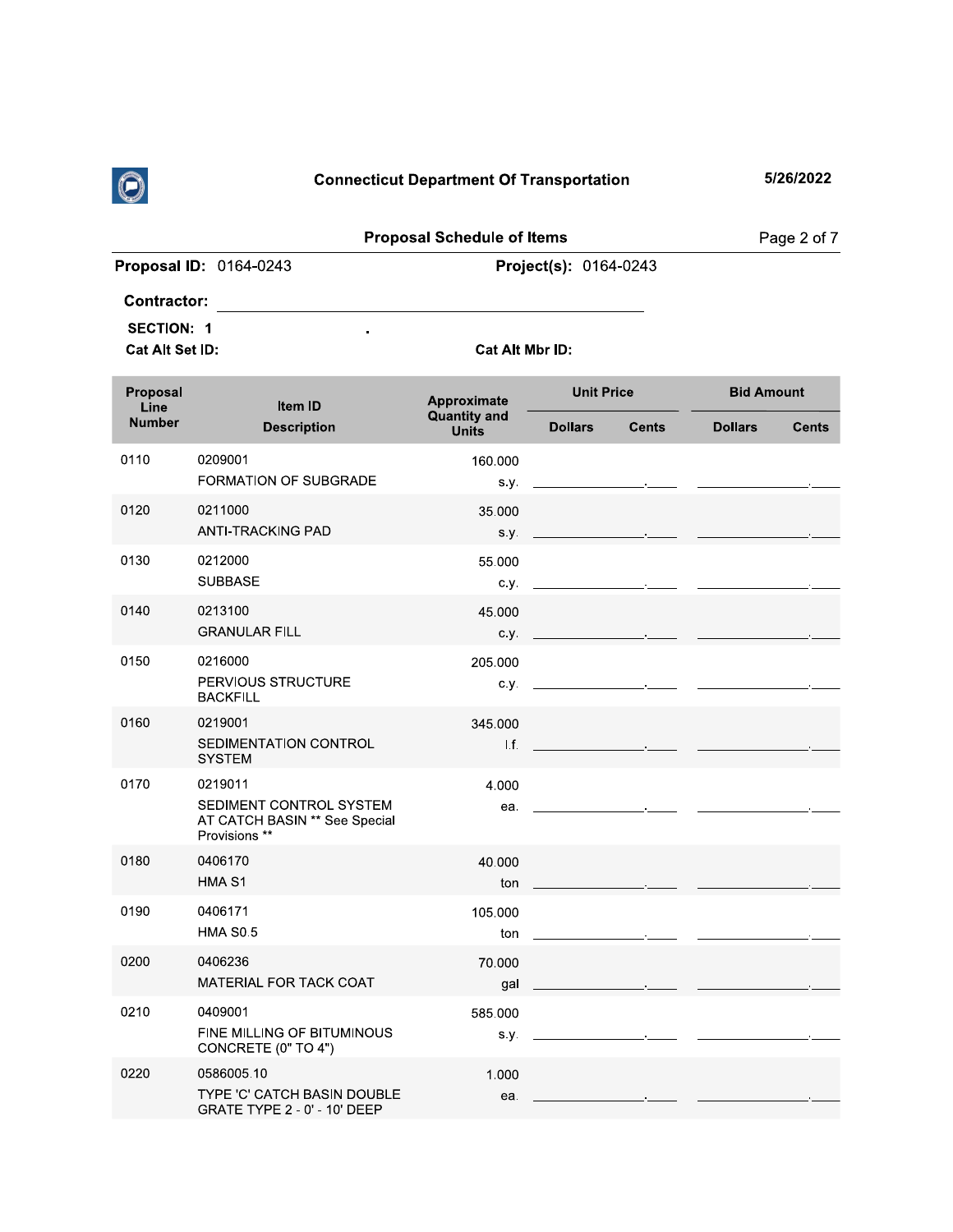## Connecticut Department Of Transportation

5/26/2022

### Proposal Schedule of Items

**Proposal ID:** 0164-0243 **Project(s):** 0164-0243

**Contractor:** ______________________________

**SECTION: 1** .

**Cat Alt Set ID:** **Cat Alt Mbr ID:**

| Proposal Line Number | Item ID Description | Approximate Quantity and Units | Unit Price Dollars | Unit Price Cents | Bid Amount Dollars | Bid Amount Cents |
|---|---|---|---|---|---|---|
| 0110 | 0209001 FORMATION OF SUBGRADE | 160.000 s.y. | | | | |
| 0120 | 0211000 ANTI-TRACKING PAD | 35.000 s.y. | | | | |
| 0130 | 0212000 SUBBASE | 55.000 c.y. | | | | |
| 0140 | 0213100 GRANULAR FILL | 45.000 c.y. | | | | |
| 0150 | 0216000 PERVIOUS STRUCTURE BACKFILL | 205.000 c.y. | | | | |
| 0160 | 0219001 SEDIMENTATION CONTROL SYSTEM | 345.000 l.f. | | | | |
| 0170 | 0219011 SEDIMENT CONTROL SYSTEM AT CATCH BASIN ** See Special Provisions ** | 4.000 ea. | | | | |
| 0180 | 0406170 HMA S1 | 40.000 ton | | | | |
| 0190 | 0406171 HMA S0.5 | 105.000 ton | | | | |
| 0200 | 0406236 MATERIAL FOR TACK COAT | 70.000 gal | | | | |
| 0210 | 0409001 FINE MILLING OF BITUMINOUS CONCRETE (0" TO 4") | 585.000 s.y. | | | | |
| 0220 | 0586005.10 TYPE 'C' CATCH BASIN DOUBLE GRATE TYPE 2 - 0' - 10' DEEP | 1.000 ea. | | | | |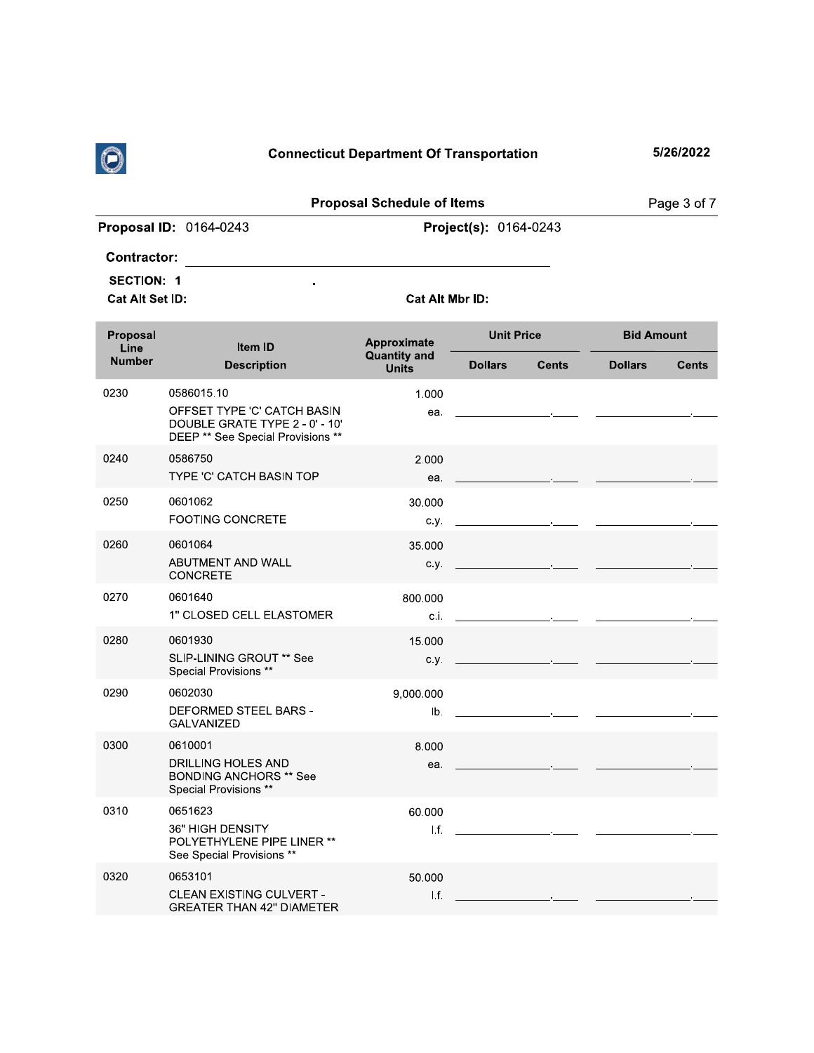Connecticut Department Of Transportation

5/26/2022

## Proposal Schedule of Items

**Proposal ID:** 0164-0243 **Project(s):** 0164-0243

**Contractor:** ______________________________

**SECTION:** 1 .

**Cat Alt Set ID:** **Cat Alt Mbr ID:**

| Proposal Line Number | Item ID / Description | Approximate Quantity and Units | Unit Price Dollars | Unit Price Cents | Bid Amount Dollars | Bid Amount Cents |
|---|---|---|---|---|---|---|
| 0230 | 0586015.10<br>OFFSET TYPE 'C' CATCH BASIN DOUBLE GRATE TYPE 2 - 0' - 10' DEEP ** See Special Provisions ** | 1.000<br>ea. | | | | |
| 0240 | 0586750<br>TYPE 'C' CATCH BASIN TOP | 2.000<br>ea. | | | | |
| 0250 | 0601062<br>FOOTING CONCRETE | 30.000<br>c.y. | | | | |
| 0260 | 0601064<br>ABUTMENT AND WALL CONCRETE | 35.000<br>c.y. | | | | |
| 0270 | 0601640<br>1" CLOSED CELL ELASTOMER | 800.000<br>c.i. | | | | |
| 0280 | 0601930<br>SLIP-LINING GROUT ** See Special Provisions ** | 15.000<br>c.y. | | | | |
| 0290 | 0602030<br>DEFORMED STEEL BARS - GALVANIZED | 9,000.000<br>lb. | | | | |
| 0300 | 0610001<br>DRILLING HOLES AND BONDING ANCHORS ** See Special Provisions ** | 8.000<br>ea. | | | | |
| 0310 | 0651623<br>36" HIGH DENSITY POLYETHYLENE PIPE LINER ** See Special Provisions ** | 60.000<br>l.f. | | | | |
| 0320 | 0653101<br>CLEAN EXISTING CULVERT - GREATER THAN 42" DIAMETER | 50.000<br>l.f. | | | | |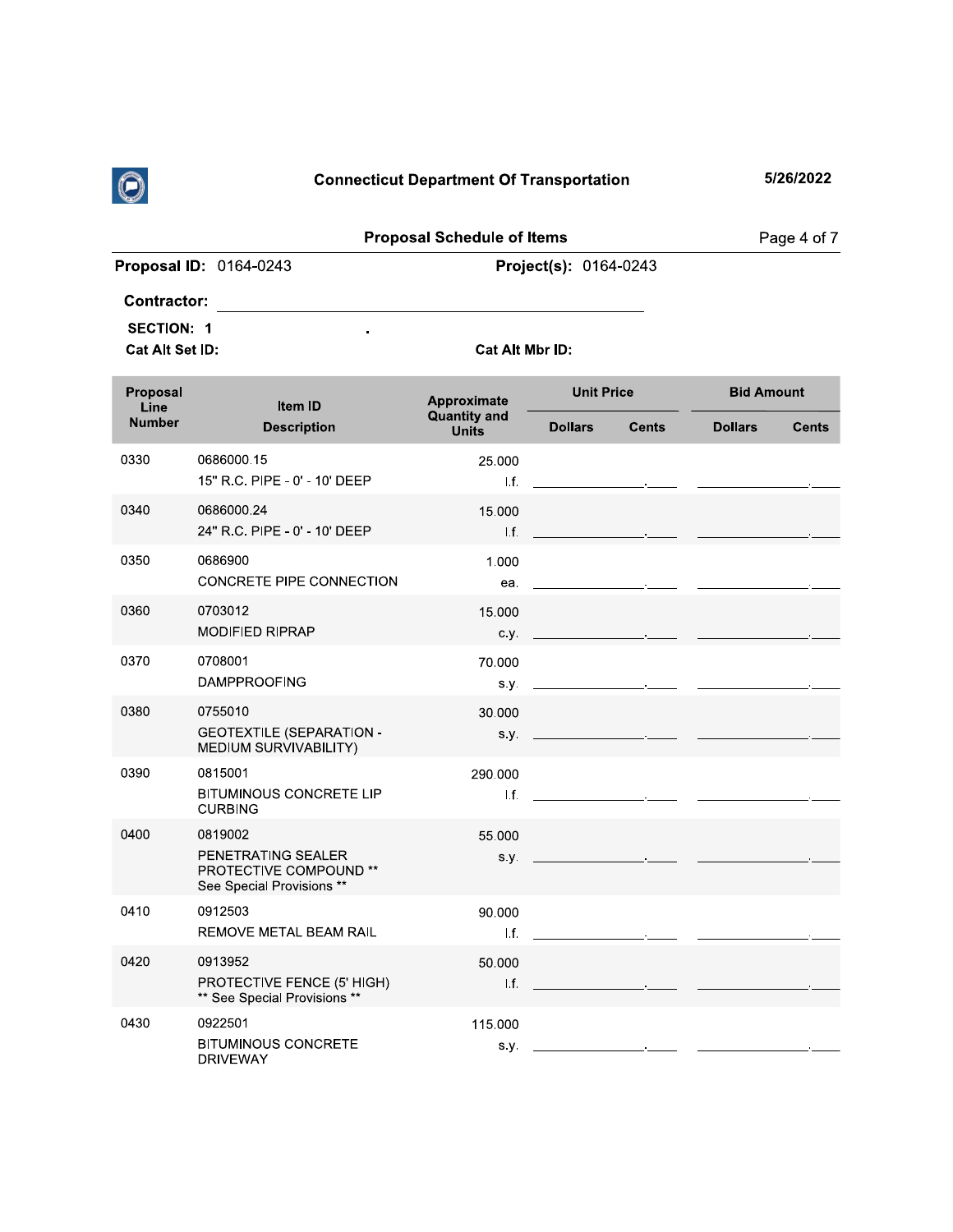## Connecticut Department Of Transportation

5/26/2022

### Proposal Schedule of Items

**Proposal ID:** 0164-0243 **Project(s):** 0164-0243

**Contractor:** ______________________________

**SECTION:** 1 .

**Cat Alt Set ID:** **Cat Alt Mbr ID:**

| Proposal Line Number | Item ID / Description | Approximate Quantity and Units | Unit Price | | Bid Amount | |
|---|---|---|---|---|---|---|
| | | | Dollars | Cents | Dollars | Cents |
| 0330 | 0686000.15<br>15" R.C. PIPE - 0' - 10' DEEP | 25.000<br>l.f. | | | | |
| 0340 | 0686000.24<br>24" R.C. PIPE - 0' - 10' DEEP | 15.000<br>l.f. | | | | |
| 0350 | 0686900<br>CONCRETE PIPE CONNECTION | 1.000<br>ea. | | | | |
| 0360 | 0703012<br>MODIFIED RIPRAP | 15.000<br>c.y. | | | | |
| 0370 | 0708001<br>DAMPPROOFING | 70.000<br>s.y. | | | | |
| 0380 | 0755010<br>GEOTEXTILE (SEPARATION - MEDIUM SURVIVABILITY) | 30.000<br>s.y. | | | | |
| 0390 | 0815001<br>BITUMINOUS CONCRETE LIP CURBING | 290.000<br>l.f. | | | | |
| 0400 | 0819002<br>PENETRATING SEALER PROTECTIVE COMPOUND ** See Special Provisions ** | 55.000<br>s.y. | | | | |
| 0410 | 0912503<br>REMOVE METAL BEAM RAIL | 90.000<br>l.f. | | | | |
| 0420 | 0913952<br>PROTECTIVE FENCE (5' HIGH) ** See Special Provisions ** | 50.000<br>l.f. | | | | |
| 0430 | 0922501<br>BITUMINOUS CONCRETE DRIVEWAY | 115.000<br>s.y. | | | | |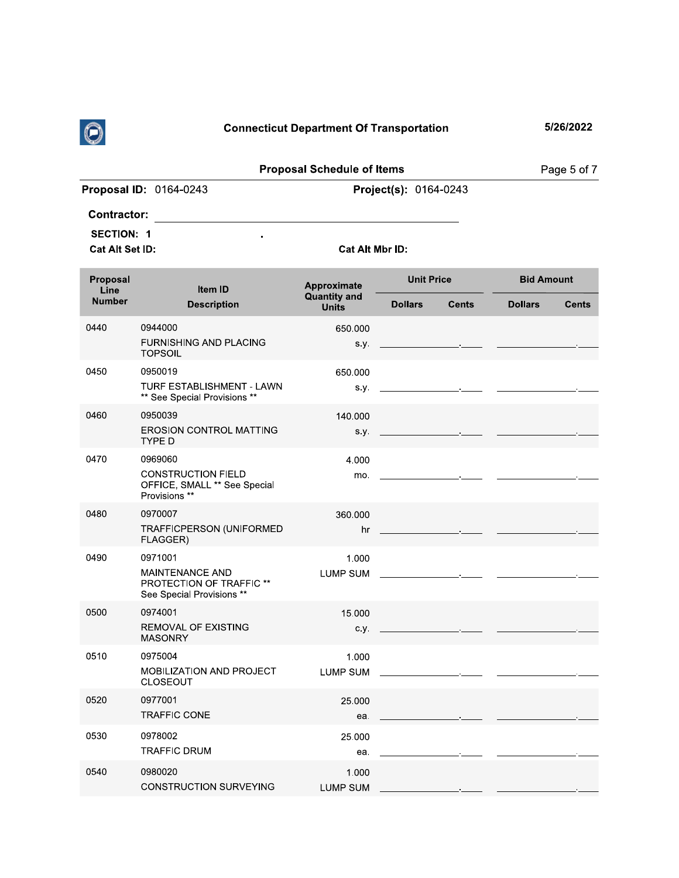Connecticut Department Of Transportation

5/26/2022

## Proposal Schedule of Items

**Proposal ID:** 0164-0243 **Project(s):** 0164-0243

**Contractor:** ______________________________

**SECTION:** 1 .

**Cat Alt Set ID:** **Cat Alt Mbr ID:**

| Proposal Line Number | Item ID / Description | Approximate Quantity and Units | Unit Price | | Bid Amount | |
|---|---|---|---|---|---|---|
| | | | Dollars | Cents | Dollars | Cents |
| 0440 | 0944000<br>FURNISHING AND PLACING TOPSOIL | 650.000<br>s.y. | | | | |
| 0450 | 0950019<br>TURF ESTABLISHMENT - LAWN ** See Special Provisions ** | 650.000<br>s.y. | | | | |
| 0460 | 0950039<br>EROSION CONTROL MATTING TYPE D | 140.000<br>s.y. | | | | |
| 0470 | 0969060<br>CONSTRUCTION FIELD OFFICE, SMALL ** See Special Provisions ** | 4.000<br>mo. | | | | |
| 0480 | 0970007<br>TRAFFICPERSON (UNIFORMED FLAGGER) | 360.000<br>hr | | | | |
| 0490 | 0971001<br>MAINTENANCE AND PROTECTION OF TRAFFIC ** See Special Provisions ** | 1.000<br>LUMP SUM | | | | |
| 0500 | 0974001<br>REMOVAL OF EXISTING MASONRY | 15.000<br>c.y. | | | | |
| 0510 | 0975004<br>MOBILIZATION AND PROJECT CLOSEOUT | 1.000<br>LUMP SUM | | | | |
| 0520 | 0977001<br>TRAFFIC CONE | 25.000<br>ea. | | | | |
| 0530 | 0978002<br>TRAFFIC DRUM | 25.000<br>ea. | | | | |
| 0540 | 0980020<br>CONSTRUCTION SURVEYING | 1.000<br>LUMP SUM | | | | |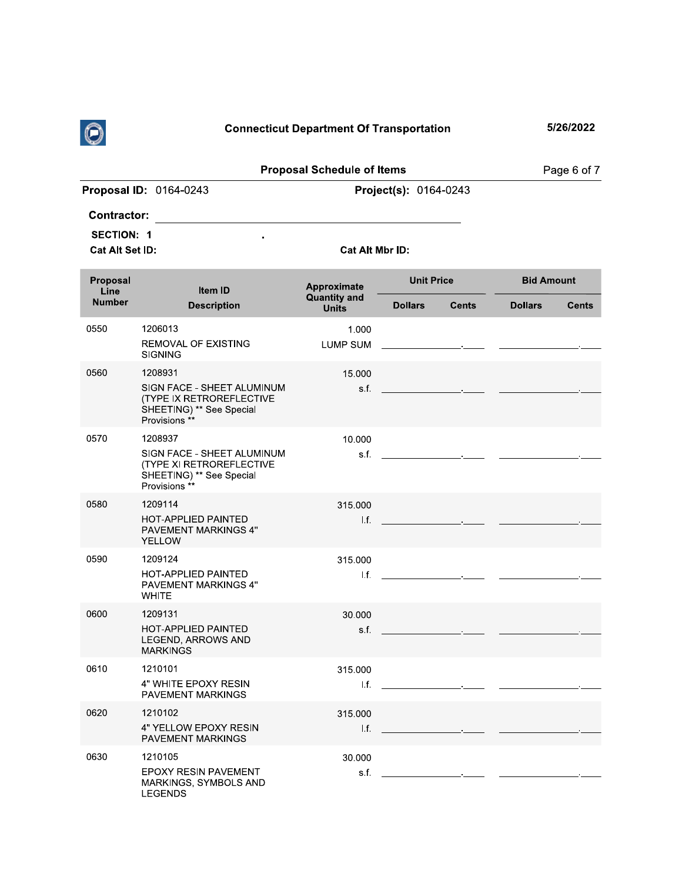**Connecticut Department Of Transportation** 5/26/2022

**Proposal Schedule of Items**

**Proposal ID:** 0164-0243 **Project(s):** 0164-0243

**Contractor:** ______________________________

**SECTION:** 1 .

**Cat Alt Set ID:** **Cat Alt Mbr ID:**

| Proposal Line Number | Item ID / Description | Approximate Quantity and Units | Unit Price Dollars | Unit Price Cents | Bid Amount Dollars | Bid Amount Cents |
|---|---|---|---|---|---|---|
| 0550 | 1206013<br>REMOVAL OF EXISTING SIGNING | 1.000<br>LUMP SUM | | | | |
| 0560 | 1208931<br>SIGN FACE - SHEET ALUMINUM (TYPE IX RETROREFLECTIVE SHEETING) ** See Special Provisions ** | 15.000<br>s.f. | | | | |
| 0570 | 1208937<br>SIGN FACE - SHEET ALUMINUM (TYPE XI RETROREFLECTIVE SHEETING) ** See Special Provisions ** | 10.000<br>s.f. | | | | |
| 0580 | 1209114<br>HOT-APPLIED PAINTED PAVEMENT MARKINGS 4" YELLOW | 315.000<br>l.f. | | | | |
| 0590 | 1209124<br>HOT-APPLIED PAINTED PAVEMENT MARKINGS 4" WHITE | 315.000<br>l.f. | | | | |
| 0600 | 1209131<br>HOT-APPLIED PAINTED LEGEND, ARROWS AND MARKINGS | 30.000<br>s.f. | | | | |
| 0610 | 1210101<br>4" WHITE EPOXY RESIN PAVEMENT MARKINGS | 315.000<br>l.f. | | | | |
| 0620 | 1210102<br>4" YELLOW EPOXY RESIN PAVEMENT MARKINGS | 315.000<br>l.f. | | | | |
| 0630 | 1210105<br>EPOXY RESIN PAVEMENT MARKINGS, SYMBOLS AND LEGENDS | 30.000<br>s.f. | | | | |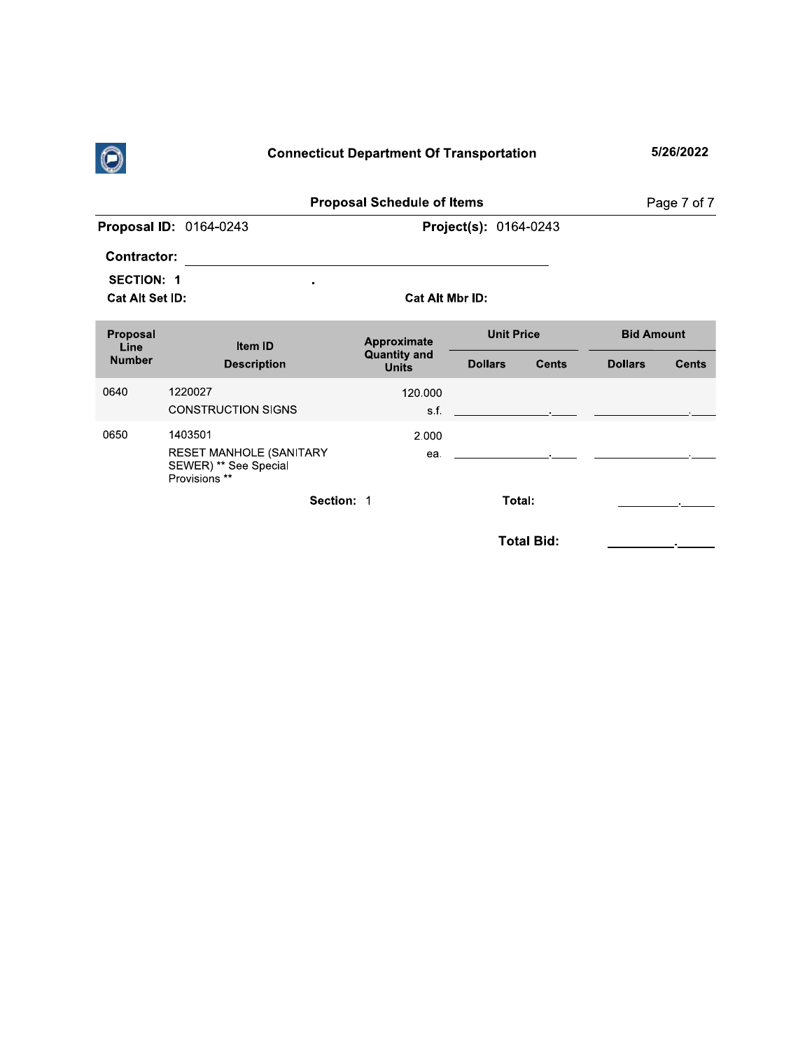**Connecticut Department Of Transportation** 5/26/2022

## Proposal Schedule of Items

**Proposal ID:** 0164-0243 **Project(s):** 0164-0243

**Contractor:** ______________________________

**SECTION: 1** .

**Cat Alt Set ID:** **Cat Alt Mbr ID:**

| Proposal Line Number | Item ID / Description | Approximate Quantity and Units | Unit Price Dollars | Unit Price Cents | Bid Amount Dollars | Bid Amount Cents |
|---|---|---|---|---|---|---|
| 0640 | 1220027<br>CONSTRUCTION SIGNS | 120.000<br>s.f. | | | | |
| 0650 | 1403501<br>RESET MANHOLE (SANITARY SEWER) ** See Special Provisions ** | 2.000<br>ea. | | | | |

**Section:** 1 **Total:** ________.______

**Total Bid:** ________.______